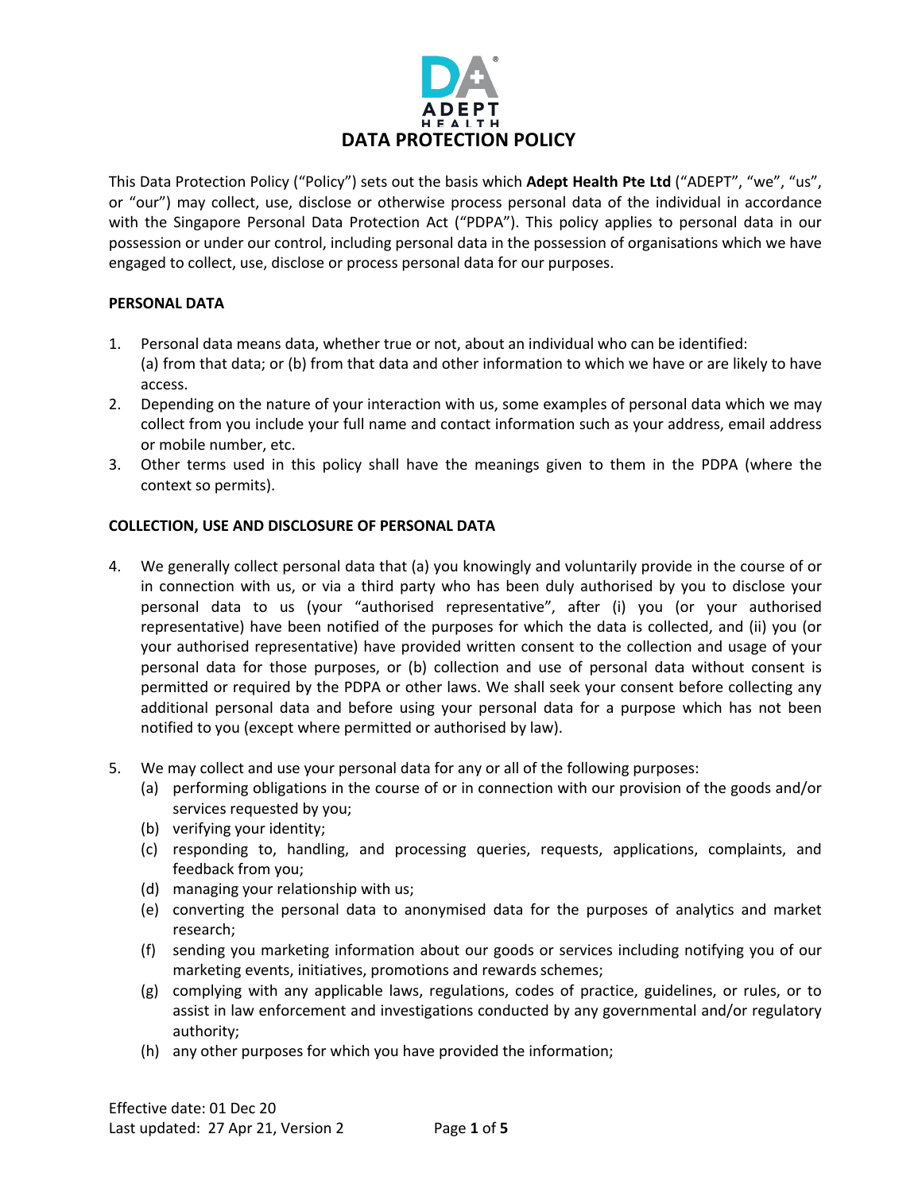# DATA PROTECTION POLICY

This Data Protection Policy ("Policy") sets out the basis which **Adept Health Pte Ltd** ("ADEPT", "we", "us", or "our") may collect, use, disclose or otherwise process personal data of the individual in accordance with the Singapore Personal Data Protection Act ("PDPA"). This policy applies to personal data in our possession or under our control, including personal data in the possession of organisations which we have engaged to collect, use, disclose or process personal data for our purposes.

## PERSONAL DATA

1. Personal data means data, whether true or not, about an individual who can be identified: (a) from that data; or (b) from that data and other information to which we have or are likely to have access.
2. Depending on the nature of your interaction with us, some examples of personal data which we may collect from you include your full name and contact information such as your address, email address or mobile number, etc.
3. Other terms used in this policy shall have the meanings given to them in the PDPA (where the context so permits).

## COLLECTION, USE AND DISCLOSURE OF PERSONAL DATA

4. We generally collect personal data that (a) you knowingly and voluntarily provide in the course of or in connection with us, or via a third party who has been duly authorised by you to disclose your personal data to us (your "authorised representative", after (i) you (or your authorised representative) have been notified of the purposes for which the data is collected, and (ii) you (or your authorised representative) have provided written consent to the collection and usage of your personal data for those purposes, or (b) collection and use of personal data without consent is permitted or required by the PDPA or other laws. We shall seek your consent before collecting any additional personal data and before using your personal data for a purpose which has not been notified to you (except where permitted or authorised by law).

5. We may collect and use your personal data for any or all of the following purposes:
   (a) performing obligations in the course of or in connection with our provision of the goods and/or services requested by you;
   (b) verifying your identity;
   (c) responding to, handling, and processing queries, requests, applications, complaints, and feedback from you;
   (d) managing your relationship with us;
   (e) converting the personal data to anonymised data for the purposes of analytics and market research;
   (f) sending you marketing information about our goods or services including notifying you of our marketing events, initiatives, promotions and rewards schemes;
   (g) complying with any applicable laws, regulations, codes of practice, guidelines, or rules, or to assist in law enforcement and investigations conducted by any governmental and/or regulatory authority;
   (h) any other purposes for which you have provided the information;

Effective date: 01 Dec 20
Last updated: 27 Apr 21, Version 2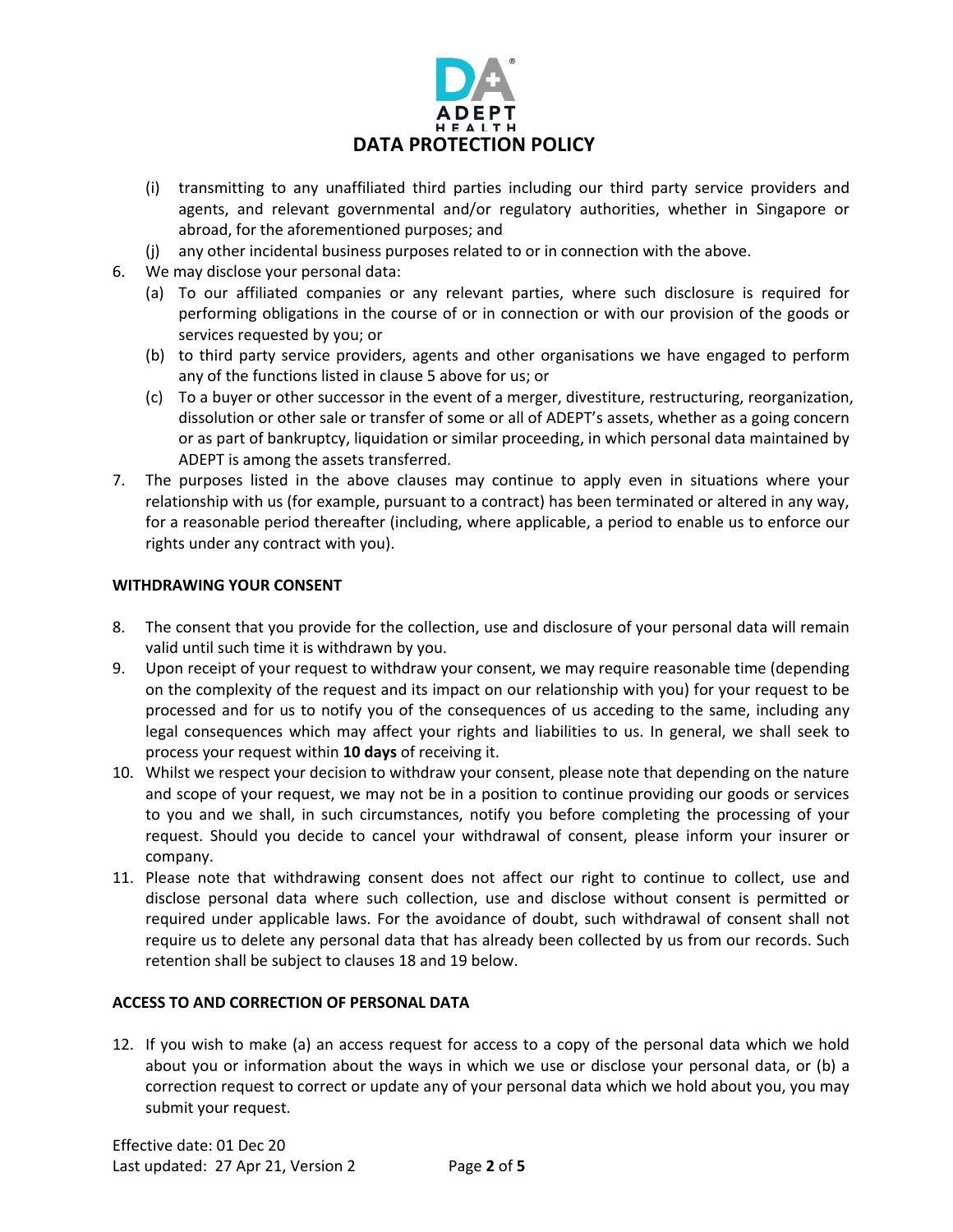(i) transmitting to any unaffiliated third parties including our third party service providers and agents, and relevant governmental and/or regulatory authorities, whether in Singapore or abroad, for the aforementioned purposes; and

(j) any other incidental business purposes related to or in connection with the above.

6. We may disclose your personal data:

   (a) To our affiliated companies or any relevant parties, where such disclosure is required for performing obligations in the course of or in connection or with our provision of the goods or services requested by you; or

   (b) to third party service providers, agents and other organisations we have engaged to perform any of the functions listed in clause 5 above for us; or

   (c) To a buyer or other successor in the event of a merger, divestiture, restructuring, reorganization, dissolution or other sale or transfer of some or all of ADEPT's assets, whether as a going concern or as part of bankruptcy, liquidation or similar proceeding, in which personal data maintained by ADEPT is among the assets transferred.

7. The purposes listed in the above clauses may continue to apply even in situations where your relationship with us (for example, pursuant to a contract) has been terminated or altered in any way, for a reasonable period thereafter (including, where applicable, a period to enable us to enforce our rights under any contract with you).

**WITHDRAWING YOUR CONSENT**

8. The consent that you provide for the collection, use and disclosure of your personal data will remain valid until such time it is withdrawn by you.

9. Upon receipt of your request to withdraw your consent, we may require reasonable time (depending on the complexity of the request and its impact on our relationship with you) for your request to be processed and for us to notify you of the consequences of us acceding to the same, including any legal consequences which may affect your rights and liabilities to us. In general, we shall seek to process your request within **10 days** of receiving it.

10. Whilst we respect your decision to withdraw your consent, please note that depending on the nature and scope of your request, we may not be in a position to continue providing our goods or services to you and we shall, in such circumstances, notify you before completing the processing of your request. Should you decide to cancel your withdrawal of consent, please inform your insurer or company.

11. Please note that withdrawing consent does not affect our right to continue to collect, use and disclose personal data where such collection, use and disclose without consent is permitted or required under applicable laws. For the avoidance of doubt, such withdrawal of consent shall not require us to delete any personal data that has already been collected by us from our records. Such retention shall be subject to clauses 18 and 19 below.

**ACCESS TO AND CORRECTION OF PERSONAL DATA**

12. If you wish to make (a) an access request for access to a copy of the personal data which we hold about you or information about the ways in which we use or disclose your personal data, or (b) a correction request to correct or update any of your personal data which we hold about you, you may submit your request.

Effective date: 01 Dec 20
Last updated: 27 Apr 21, Version 2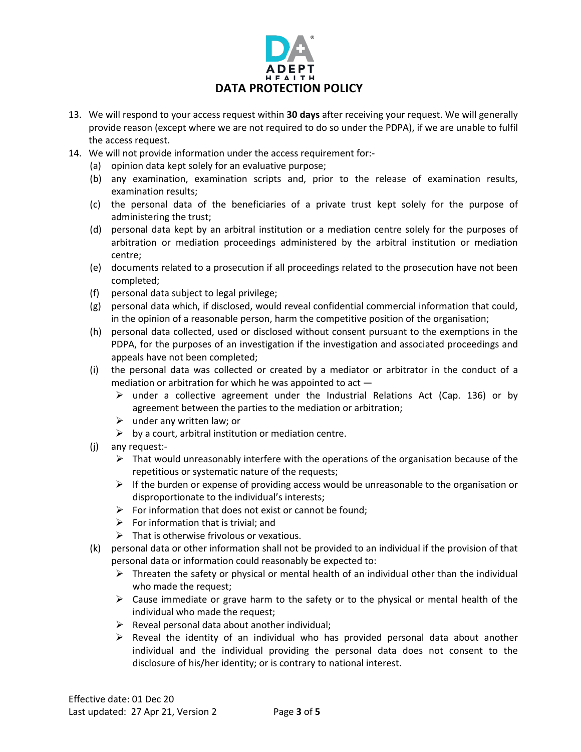13. We will respond to your access request within **30 days** after receiving your request. We will generally provide reason (except where we are not required to do so under the PDPA), if we are unable to fulfil the access request.
14. We will not provide information under the access requirement for:-
    - (a) opinion data kept solely for an evaluative purpose;
    - (b) any examination, examination scripts and, prior to the release of examination results, examination results;
    - (c) the personal data of the beneficiaries of a private trust kept solely for the purpose of administering the trust;
    - (d) personal data kept by an arbitral institution or a mediation centre solely for the purposes of arbitration or mediation proceedings administered by the arbitral institution or mediation centre;
    - (e) documents related to a prosecution if all proceedings related to the prosecution have not been completed;
    - (f) personal data subject to legal privilege;
    - (g) personal data which, if disclosed, would reveal confidential commercial information that could, in the opinion of a reasonable person, harm the competitive position of the organisation;
    - (h) personal data collected, used or disclosed without consent pursuant to the exemptions in the PDPA, for the purposes of an investigation if the investigation and associated proceedings and appeals have not been completed;
    - (i) the personal data was collected or created by a mediator or arbitrator in the conduct of a mediation or arbitration for which he was appointed to act —
      - under a collective agreement under the Industrial Relations Act (Cap. 136) or by agreement between the parties to the mediation or arbitration;
      - under any written law; or
      - by a court, arbitral institution or mediation centre.
    - (j) any request:-
      - That would unreasonably interfere with the operations of the organisation because of the repetitious or systematic nature of the requests;
      - If the burden or expense of providing access would be unreasonable to the organisation or disproportionate to the individual's interests;
      - For information that does not exist or cannot be found;
      - For information that is trivial; and
      - That is otherwise frivolous or vexatious.
    - (k) personal data or other information shall not be provided to an individual if the provision of that personal data or information could reasonably be expected to:
      - Threaten the safety or physical or mental health of an individual other than the individual who made the request;
      - Cause immediate or grave harm to the safety or to the physical or mental health of the individual who made the request;
      - Reveal personal data about another individual;
      - Reveal the identity of an individual who has provided personal data about another individual and the individual providing the personal data does not consent to the disclosure of his/her identity; or is contrary to national interest.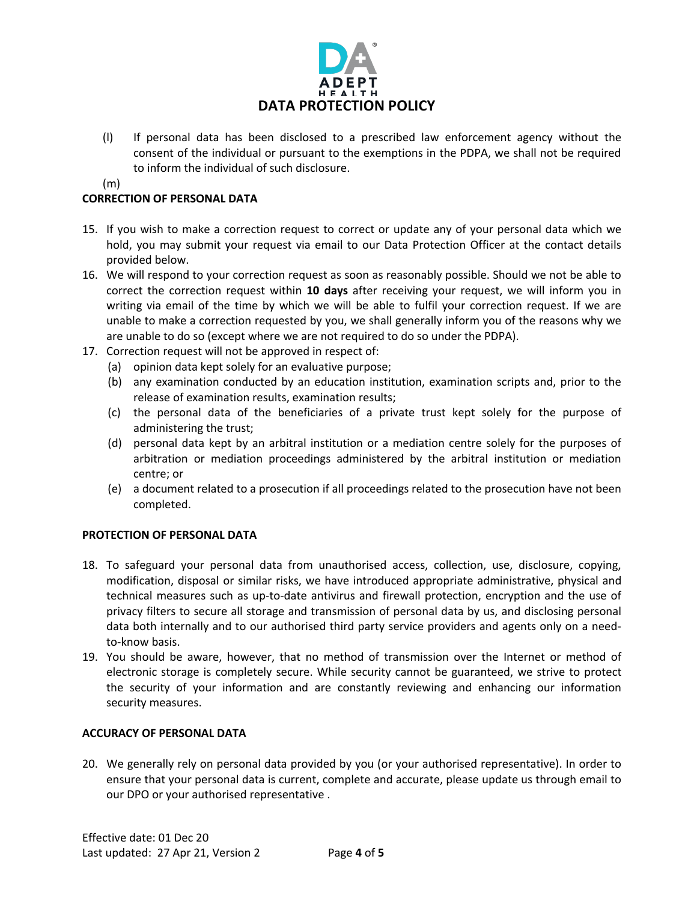(l) If personal data has been disclosed to a prescribed law enforcement agency without the consent of the individual or pursuant to the exemptions in the PDPA, we shall not be required to inform the individual of such disclosure.

(m)

**CORRECTION OF PERSONAL DATA**

15. If you wish to make a correction request to correct or update any of your personal data which we hold, you may submit your request via email to our Data Protection Officer at the contact details provided below.
16. We will respond to your correction request as soon as reasonably possible. Should we not be able to correct the correction request within **10 days** after receiving your request, we will inform you in writing via email of the time by which we will be able to fulfil your correction request. If we are unable to make a correction requested by you, we shall generally inform you of the reasons why we are unable to do so (except where we are not required to do so under the PDPA).
17. Correction request will not be approved in respect of:
    (a) opinion data kept solely for an evaluative purpose;
    (b) any examination conducted by an education institution, examination scripts and, prior to the release of examination results, examination results;
    (c) the personal data of the beneficiaries of a private trust kept solely for the purpose of administering the trust;
    (d) personal data kept by an arbitral institution or a mediation centre solely for the purposes of arbitration or mediation proceedings administered by the arbitral institution or mediation centre; or
    (e) a document related to a prosecution if all proceedings related to the prosecution have not been completed.

**PROTECTION OF PERSONAL DATA**

18. To safeguard your personal data from unauthorised access, collection, use, disclosure, copying, modification, disposal or similar risks, we have introduced appropriate administrative, physical and technical measures such as up-to-date antivirus and firewall protection, encryption and the use of privacy filters to secure all storage and transmission of personal data by us, and disclosing personal data both internally and to our authorised third party service providers and agents only on a need-to-know basis.
19. You should be aware, however, that no method of transmission over the Internet or method of electronic storage is completely secure. While security cannot be guaranteed, we strive to protect the security of your information and are constantly reviewing and enhancing our information security measures.

**ACCURACY OF PERSONAL DATA**

20. We generally rely on personal data provided by you (or your authorised representative). In order to ensure that your personal data is current, complete and accurate, please update us through email to our DPO or your authorised representative .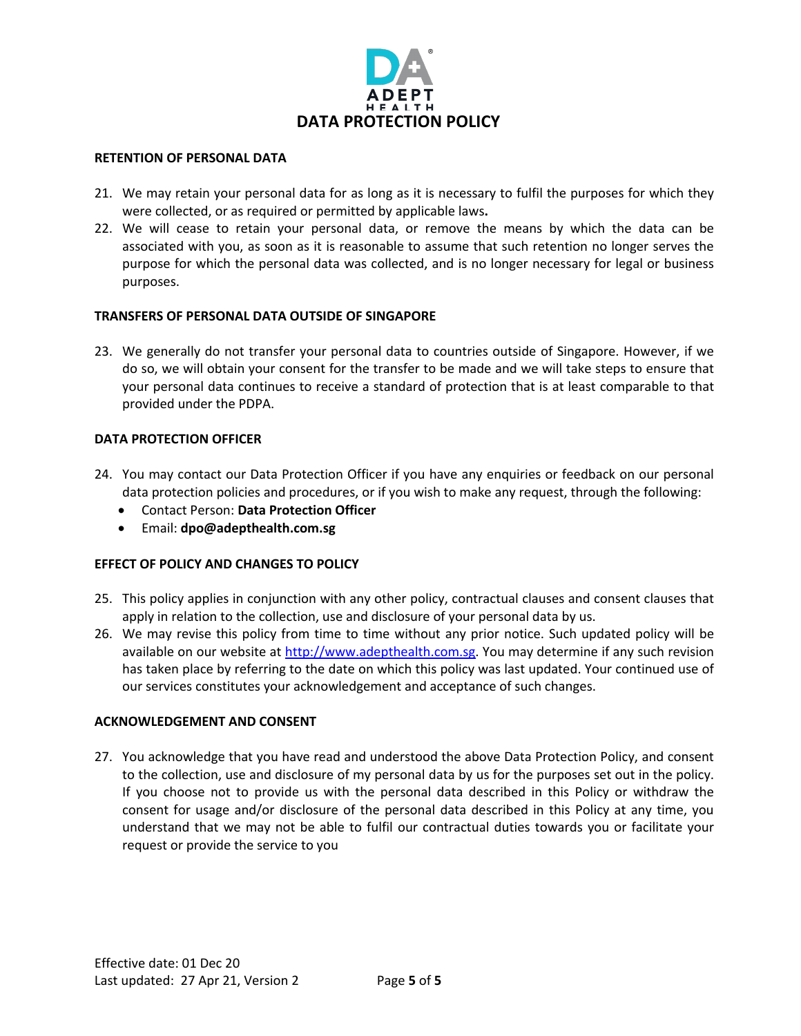## RETENTION OF PERSONAL DATA

21. We may retain your personal data for as long as it is necessary to fulfil the purposes for which they were collected, or as required or permitted by applicable laws**.**
22. We will cease to retain your personal data, or remove the means by which the data can be associated with you, as soon as it is reasonable to assume that such retention no longer serves the purpose for which the personal data was collected, and is no longer necessary for legal or business purposes.

## TRANSFERS OF PERSONAL DATA OUTSIDE OF SINGAPORE

23. We generally do not transfer your personal data to countries outside of Singapore. However, if we do so, we will obtain your consent for the transfer to be made and we will take steps to ensure that your personal data continues to receive a standard of protection that is at least comparable to that provided under the PDPA.

## DATA PROTECTION OFFICER

24. You may contact our Data Protection Officer if you have any enquiries or feedback on our personal data protection policies and procedures, or if you wish to make any request, through the following:
    - Contact Person: **Data Protection Officer**
    - Email: **dpo@adepthealth.com.sg**

## EFFECT OF POLICY AND CHANGES TO POLICY

25. This policy applies in conjunction with any other policy, contractual clauses and consent clauses that apply in relation to the collection, use and disclosure of your personal data by us.
26. We may revise this policy from time to time without any prior notice. Such updated policy will be available on our website at [http://www.adepthealth.com.sg](http://www.adepthealth.com.sg). You may determine if any such revision has taken place by referring to the date on which this policy was last updated. Your continued use of our services constitutes your acknowledgement and acceptance of such changes.

## ACKNOWLEDGEMENT AND CONSENT

27. You acknowledge that you have read and understood the above Data Protection Policy, and consent to the collection, use and disclosure of my personal data by us for the purposes set out in the policy. If you choose not to provide us with the personal data described in this Policy or withdraw the consent for usage and/or disclosure of the personal data described in this Policy at any time, you understand that we may not be able to fulfil our contractual duties towards you or facilitate your request or provide the service to you

Effective date: 01 Dec 20
Last updated: 27 Apr 21, Version 2